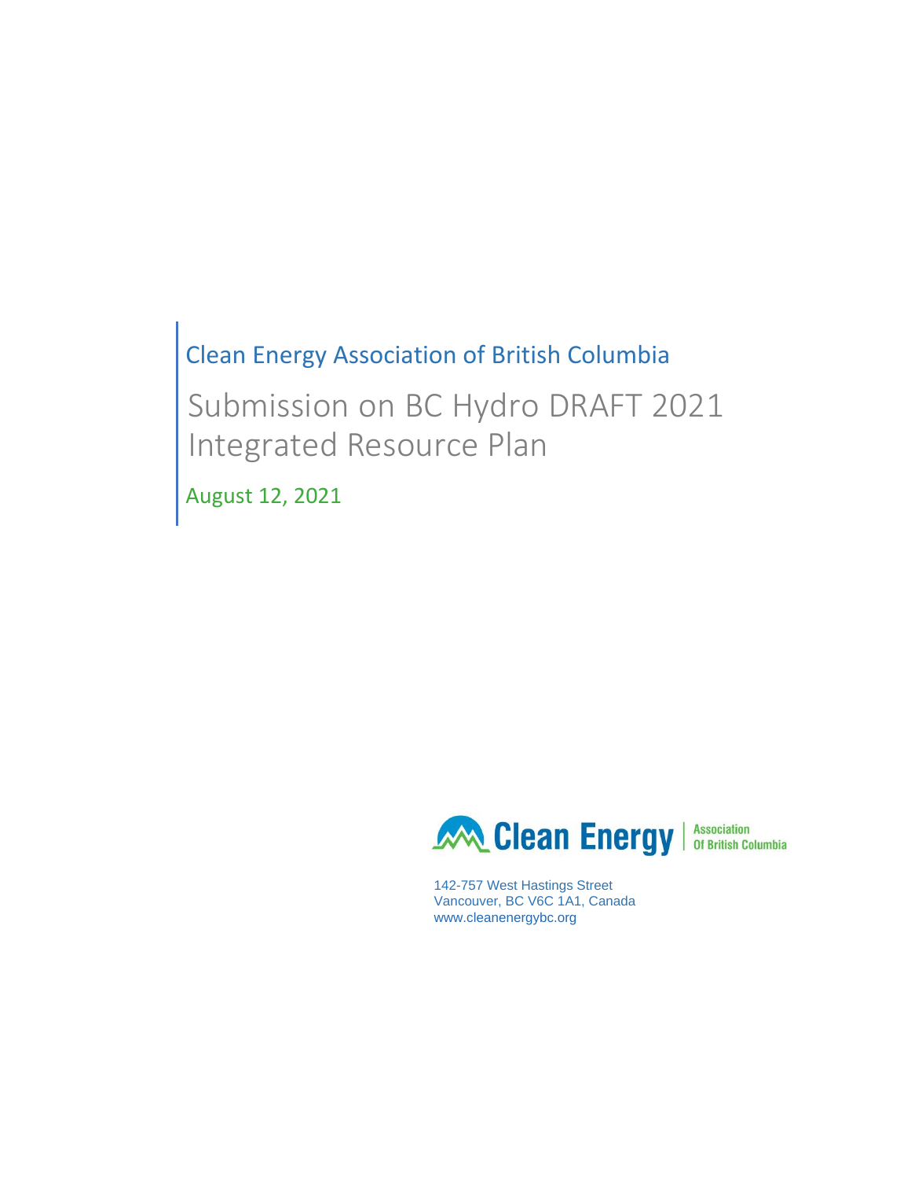Clean Energy Association of British Columbia

# Submission on BC Hydro DRAFT 2021 Integrated Resource Plan

August 12, 2021

Clean Energy | Association Of British Columbia

142-757 West Hastings Street
Vancouver, BC V6C 1A1, Canada
www.cleanenergybc.org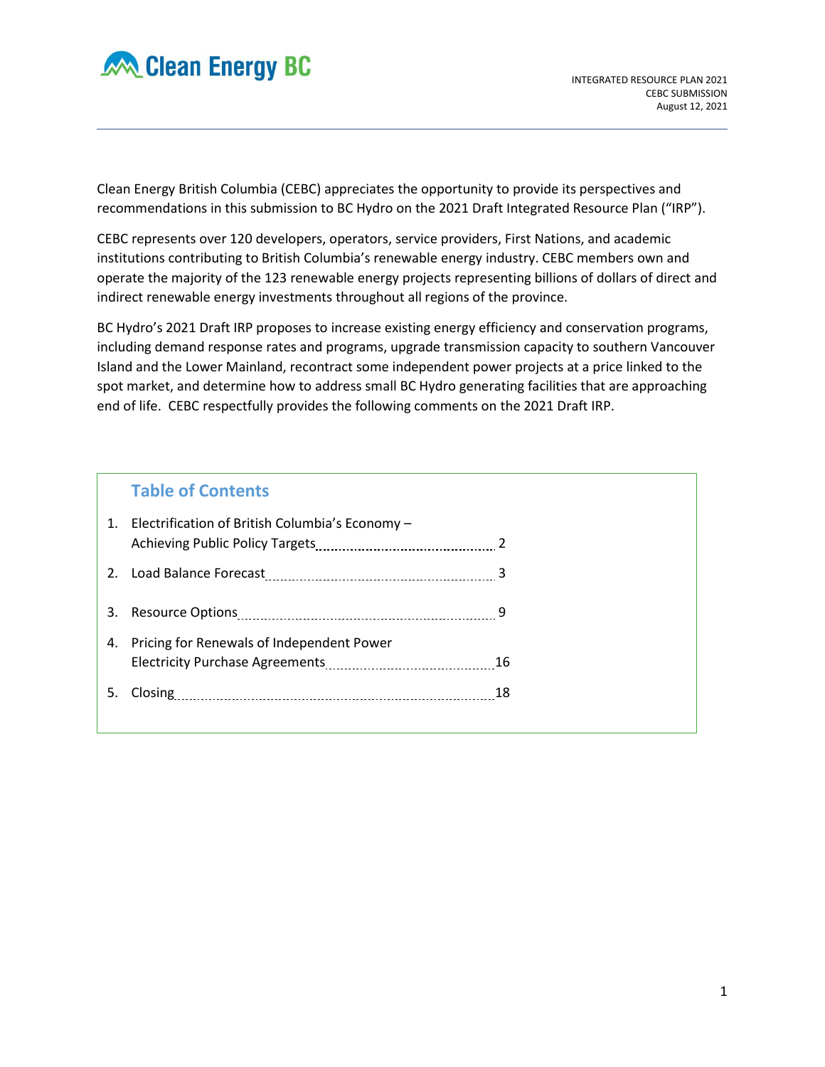INTEGRATED RESOURCE PLAN 2021
CEBC SUBMISSION
August 12, 2021

Clean Energy British Columbia (CEBC) appreciates the opportunity to provide its perspectives and recommendations in this submission to BC Hydro on the 2021 Draft Integrated Resource Plan ("IRP").

CEBC represents over 120 developers, operators, service providers, First Nations, and academic institutions contributing to British Columbia's renewable energy industry. CEBC members own and operate the majority of the 123 renewable energy projects representing billions of dollars of direct and indirect renewable energy investments throughout all regions of the province.

BC Hydro's 2021 Draft IRP proposes to increase existing energy efficiency and conservation programs, including demand response rates and programs, upgrade transmission capacity to southern Vancouver Island and the Lower Mainland, recontract some independent power projects at a price linked to the spot market, and determine how to address small BC Hydro generating facilities that are approaching end of life. CEBC respectfully provides the following comments on the 2021 Draft IRP.

## Table of Contents

1. Electrification of British Columbia's Economy – Achieving Public Policy Targets ........ 2
2. Load Balance Forecast ........ 3
3. Resource Options ........ 9
4. Pricing for Renewals of Independent Power Electricity Purchase Agreements ........ 16
5. Closing ........ 18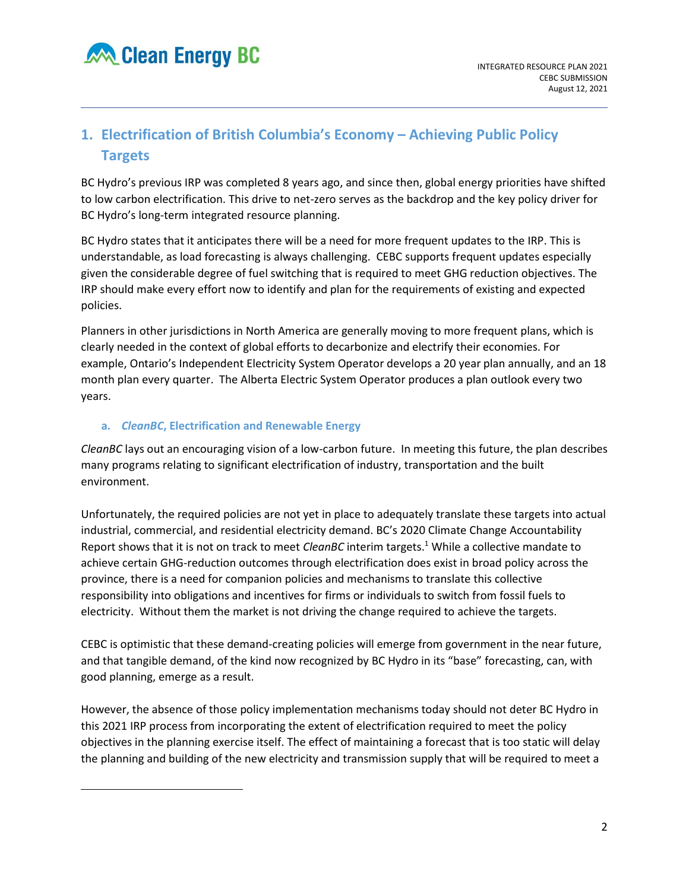## 1. Electrification of British Columbia's Economy – Achieving Public Policy Targets

BC Hydro's previous IRP was completed 8 years ago, and since then, global energy priorities have shifted to low carbon electrification. This drive to net-zero serves as the backdrop and the key policy driver for BC Hydro's long-term integrated resource planning.

BC Hydro states that it anticipates there will be a need for more frequent updates to the IRP. This is understandable, as load forecasting is always challenging. CEBC supports frequent updates especially given the considerable degree of fuel switching that is required to meet GHG reduction objectives. The IRP should make every effort now to identify and plan for the requirements of existing and expected policies.

Planners in other jurisdictions in North America are generally moving to more frequent plans, which is clearly needed in the context of global efforts to decarbonize and electrify their economies. For example, Ontario's Independent Electricity System Operator develops a 20 year plan annually, and an 18 month plan every quarter. The Alberta Electric System Operator produces a plan outlook every two years.

### a. *CleanBC*, Electrification and Renewable Energy

*CleanBC* lays out an encouraging vision of a low-carbon future. In meeting this future, the plan describes many programs relating to significant electrification of industry, transportation and the built environment.

Unfortunately, the required policies are not yet in place to adequately translate these targets into actual industrial, commercial, and residential electricity demand. BC's 2020 Climate Change Accountability Report shows that it is not on track to meet *CleanBC* interim targets.[1] While a collective mandate to achieve certain GHG-reduction outcomes through electrification does exist in broad policy across the province, there is a need for companion policies and mechanisms to translate this collective responsibility into obligations and incentives for firms or individuals to switch from fossil fuels to electricity. Without them the market is not driving the change required to achieve the targets.

CEBC is optimistic that these demand-creating policies will emerge from government in the near future, and that tangible demand, of the kind now recognized by BC Hydro in its "base" forecasting, can, with good planning, emerge as a result.

However, the absence of those policy implementation mechanisms today should not deter BC Hydro in this 2021 IRP process from incorporating the extent of electrification required to meet the policy objectives in the planning exercise itself. The effect of maintaining a forecast that is too static will delay the planning and building of the new electricity and transmission supply that will be required to meet a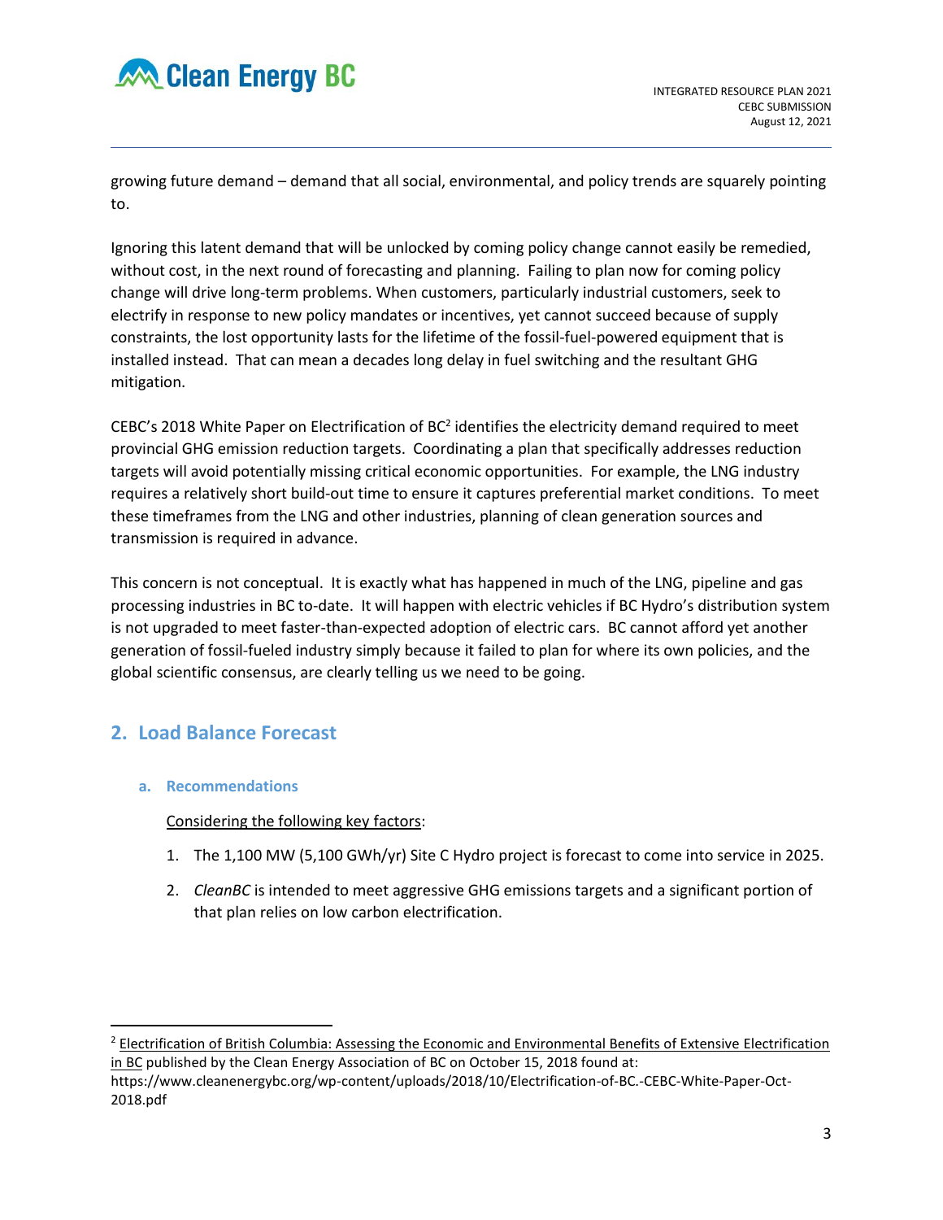growing future demand – demand that all social, environmental, and policy trends are squarely pointing to.

Ignoring this latent demand that will be unlocked by coming policy change cannot easily be remedied, without cost, in the next round of forecasting and planning. Failing to plan now for coming policy change will drive long-term problems. When customers, particularly industrial customers, seek to electrify in response to new policy mandates or incentives, yet cannot succeed because of supply constraints, the lost opportunity lasts for the lifetime of the fossil-fuel-powered equipment that is installed instead. That can mean a decades long delay in fuel switching and the resultant GHG mitigation.

CEBC's 2018 White Paper on Electrification of BC[2] identifies the electricity demand required to meet provincial GHG emission reduction targets. Coordinating a plan that specifically addresses reduction targets will avoid potentially missing critical economic opportunities. For example, the LNG industry requires a relatively short build-out time to ensure it captures preferential market conditions. To meet these timeframes from the LNG and other industries, planning of clean generation sources and transmission is required in advance.

This concern is not conceptual. It is exactly what has happened in much of the LNG, pipeline and gas processing industries in BC to-date. It will happen with electric vehicles if BC Hydro's distribution system is not upgraded to meet faster-than-expected adoption of electric cars. BC cannot afford yet another generation of fossil-fueled industry simply because it failed to plan for where its own policies, and the global scientific consensus, are clearly telling us we need to be going.

## 2. Load Balance Forecast

### a. Recommendations

Considering the following key factors:

1. The 1,100 MW (5,100 GWh/yr) Site C Hydro project is forecast to come into service in 2025.
2. *CleanBC* is intended to meet aggressive GHG emissions targets and a significant portion of that plan relies on low carbon electrification.

---

[2] Electrification of British Columbia: Assessing the Economic and Environmental Benefits of Extensive Electrification in BC published by the Clean Energy Association of BC on October 15, 2018 found at: https://www.cleanenergybc.org/wp-content/uploads/2018/10/Electrification-of-BC.-CEBC-White-Paper-Oct-2018.pdf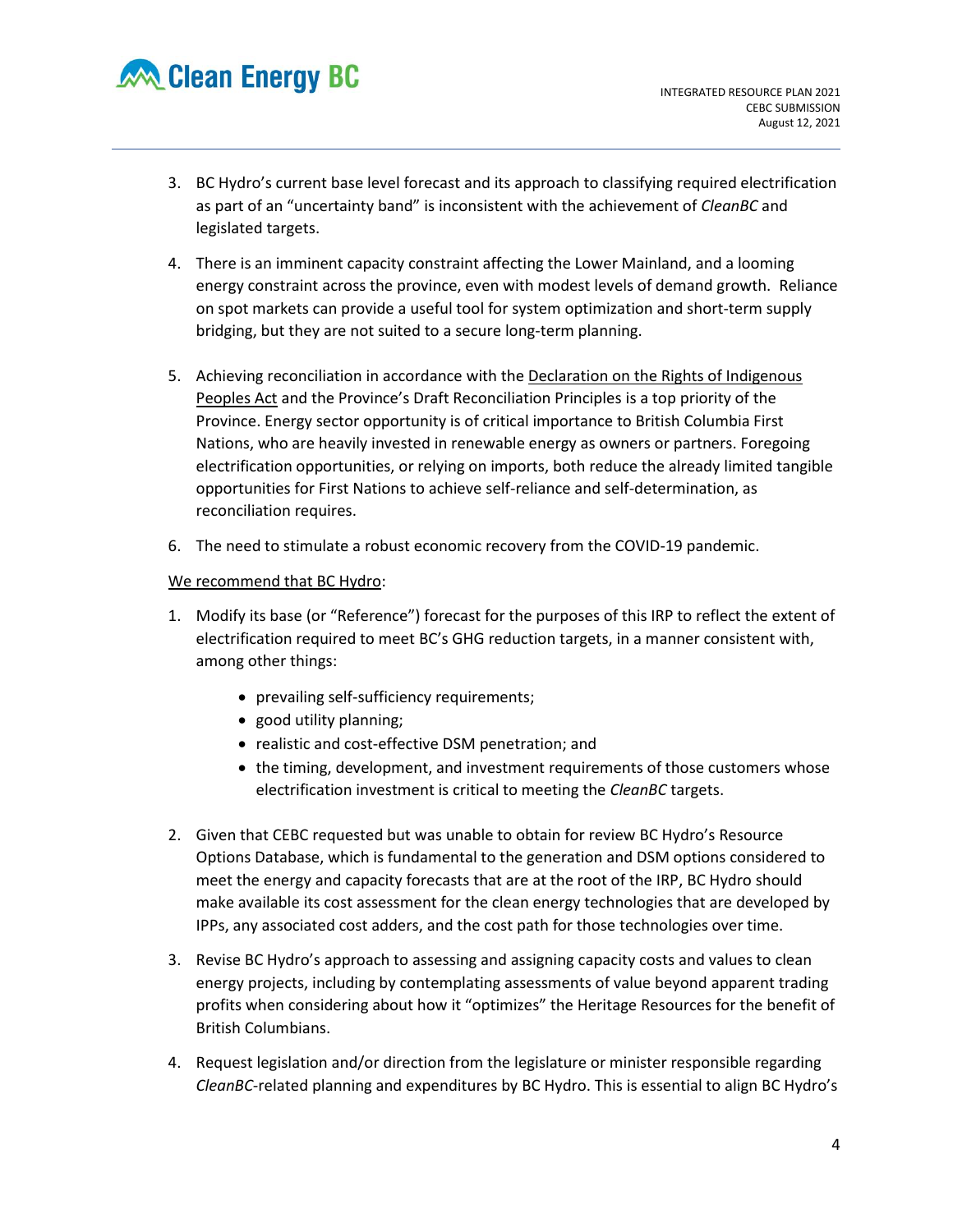3. BC Hydro's current base level forecast and its approach to classifying required electrification as part of an "uncertainty band" is inconsistent with the achievement of *CleanBC* and legislated targets.

4. There is an imminent capacity constraint affecting the Lower Mainland, and a looming energy constraint across the province, even with modest levels of demand growth. Reliance on spot markets can provide a useful tool for system optimization and short-term supply bridging, but they are not suited to a secure long-term planning.

5. Achieving reconciliation in accordance with the Declaration on the Rights of Indigenous Peoples Act and the Province's Draft Reconciliation Principles is a top priority of the Province. Energy sector opportunity is of critical importance to British Columbia First Nations, who are heavily invested in renewable energy as owners or partners. Foregoing electrification opportunities, or relying on imports, both reduce the already limited tangible opportunities for First Nations to achieve self-reliance and self-determination, as reconciliation requires.

6. The need to stimulate a robust economic recovery from the COVID-19 pandemic.

We recommend that BC Hydro:

1. Modify its base (or "Reference") forecast for the purposes of this IRP to reflect the extent of electrification required to meet BC's GHG reduction targets, in a manner consistent with, among other things:
    - prevailing self-sufficiency requirements;
    - good utility planning;
    - realistic and cost-effective DSM penetration; and
    - the timing, development, and investment requirements of those customers whose electrification investment is critical to meeting the *CleanBC* targets.

2. Given that CEBC requested but was unable to obtain for review BC Hydro's Resource Options Database, which is fundamental to the generation and DSM options considered to meet the energy and capacity forecasts that are at the root of the IRP, BC Hydro should make available its cost assessment for the clean energy technologies that are developed by IPPs, any associated cost adders, and the cost path for those technologies over time.

3. Revise BC Hydro's approach to assessing and assigning capacity costs and values to clean energy projects, including by contemplating assessments of value beyond apparent trading profits when considering about how it "optimizes" the Heritage Resources for the benefit of British Columbians.

4. Request legislation and/or direction from the legislature or minister responsible regarding *CleanBC*-related planning and expenditures by BC Hydro. This is essential to align BC Hydro's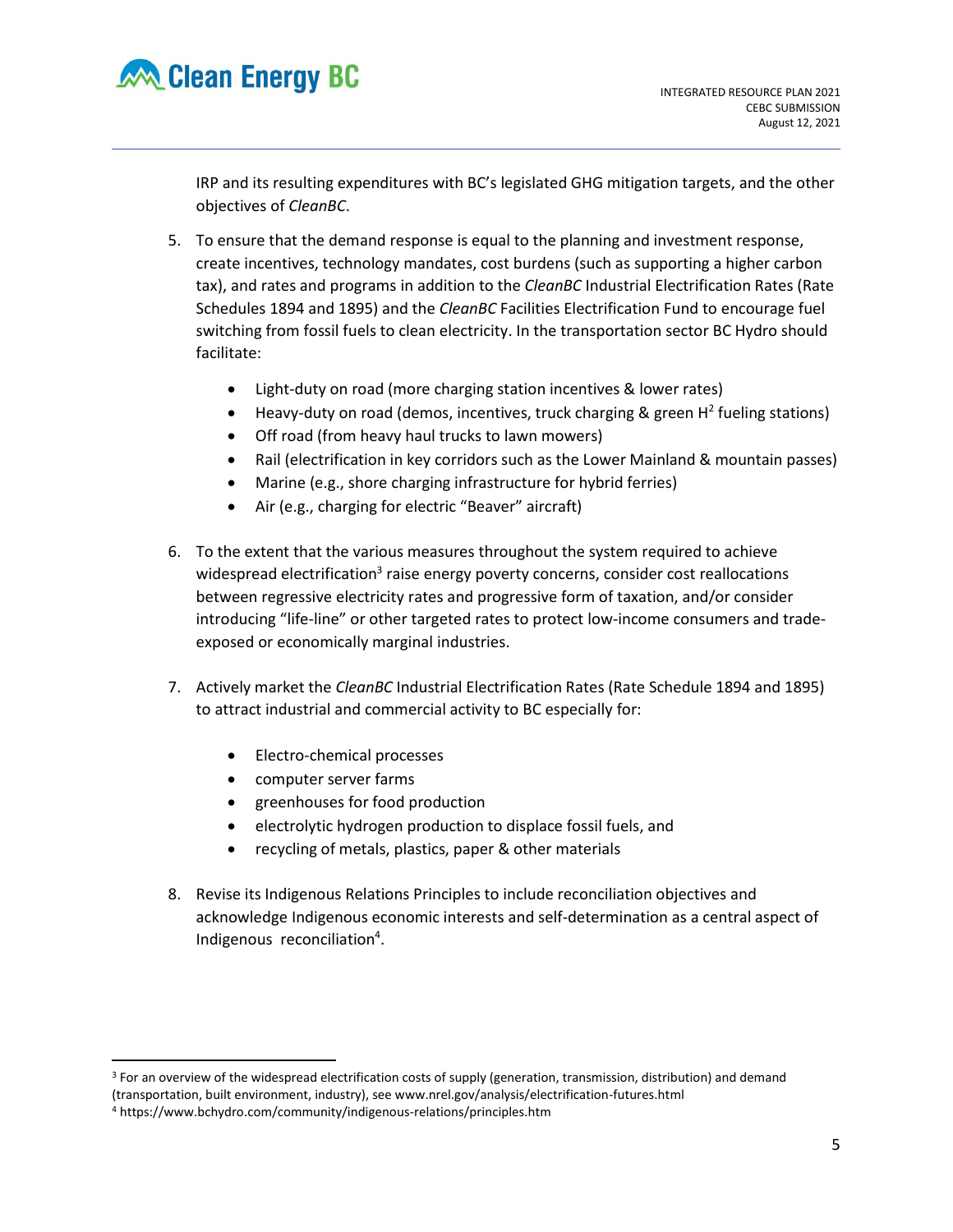IRP and its resulting expenditures with BC's legislated GHG mitigation targets, and the other objectives of *CleanBC*.

5. To ensure that the demand response is equal to the planning and investment response, create incentives, technology mandates, cost burdens (such as supporting a higher carbon tax), and rates and programs in addition to the *CleanBC* Industrial Electrification Rates (Rate Schedules 1894 and 1895) and the *CleanBC* Facilities Electrification Fund to encourage fuel switching from fossil fuels to clean electricity. In the transportation sector BC Hydro should facilitate:

    - Light-duty on road (more charging station incentives & lower rates)
    - Heavy-duty on road (demos, incentives, truck charging & green $H^2$ fueling stations)
    - Off road (from heavy haul trucks to lawn mowers)
    - Rail (electrification in key corridors such as the Lower Mainland & mountain passes)
    - Marine (e.g., shore charging infrastructure for hybrid ferries)
    - Air (e.g., charging for electric "Beaver" aircraft)

6. To the extent that the various measures throughout the system required to achieve widespread electrification[3] raise energy poverty concerns, consider cost reallocations between regressive electricity rates and progressive form of taxation, and/or consider introducing "life-line" or other targeted rates to protect low-income consumers and trade-exposed or economically marginal industries.

7. Actively market the *CleanBC* Industrial Electrification Rates (Rate Schedule 1894 and 1895) to attract industrial and commercial activity to BC especially for:

    - Electro-chemical processes
    - computer server farms
    - greenhouses for food production
    - electrolytic hydrogen production to displace fossil fuels, and
    - recycling of metals, plastics, paper & other materials

8. Revise its Indigenous Relations Principles to include reconciliation objectives and acknowledge Indigenous economic interests and self-determination as a central aspect of Indigenous reconciliation[4].

---

[3] For an overview of the widespread electrification costs of supply (generation, transmission, distribution) and demand (transportation, built environment, industry), see www.nrel.gov/analysis/electrification-futures.html

[4] https://www.bchydro.com/community/indigenous-relations/principles.htm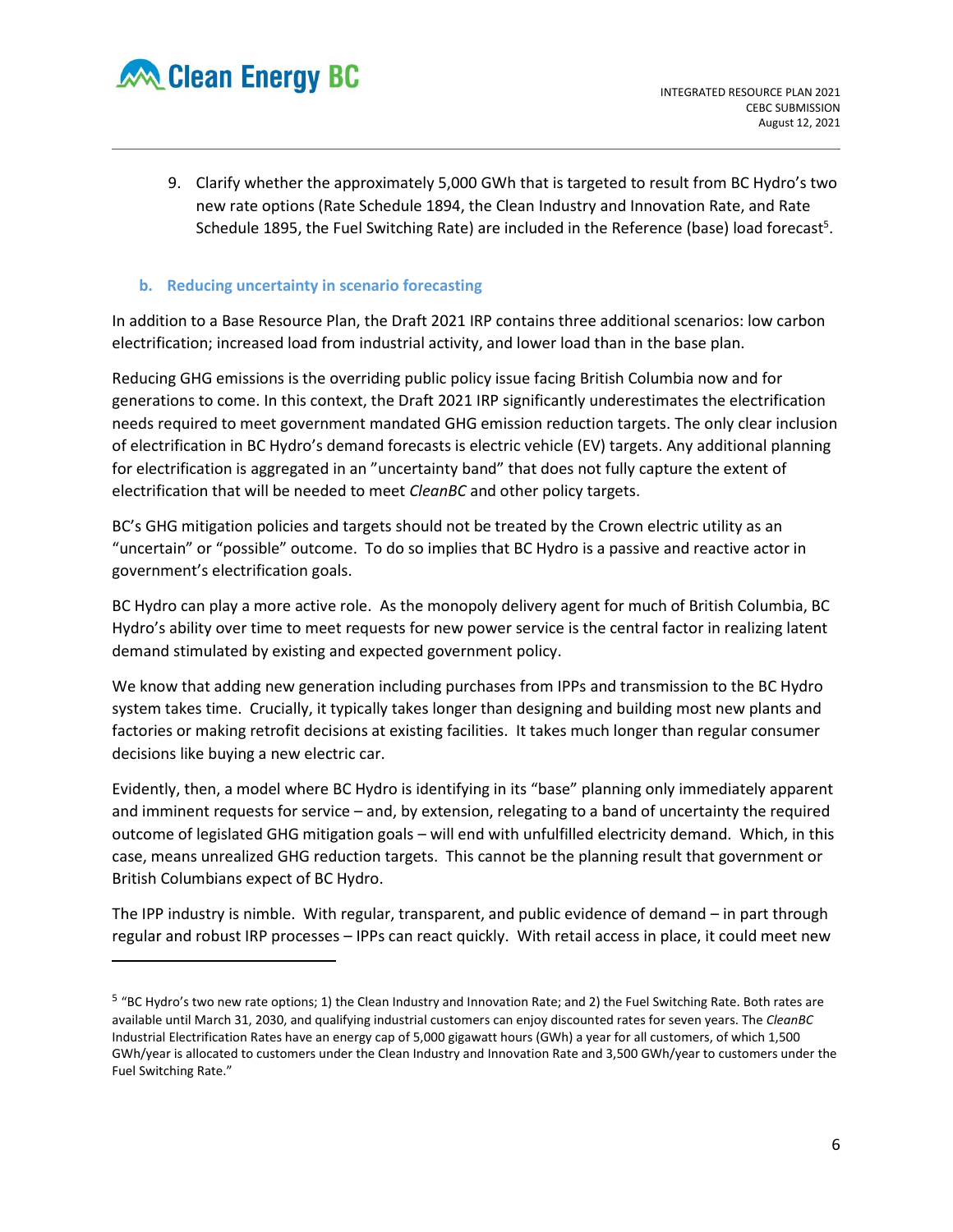9. Clarify whether the approximately 5,000 GWh that is targeted to result from BC Hydro's two new rate options (Rate Schedule 1894, the Clean Industry and Innovation Rate, and Rate Schedule 1895, the Fuel Switching Rate) are included in the Reference (base) load forecast[5].

### b. Reducing uncertainty in scenario forecasting

In addition to a Base Resource Plan, the Draft 2021 IRP contains three additional scenarios: low carbon electrification; increased load from industrial activity, and lower load than in the base plan.

Reducing GHG emissions is the overriding public policy issue facing British Columbia now and for generations to come. In this context, the Draft 2021 IRP significantly underestimates the electrification needs required to meet government mandated GHG emission reduction targets. The only clear inclusion of electrification in BC Hydro's demand forecasts is electric vehicle (EV) targets. Any additional planning for electrification is aggregated in an "uncertainty band" that does not fully capture the extent of electrification that will be needed to meet *CleanBC* and other policy targets.

BC's GHG mitigation policies and targets should not be treated by the Crown electric utility as an "uncertain" or "possible" outcome. To do so implies that BC Hydro is a passive and reactive actor in government's electrification goals.

BC Hydro can play a more active role. As the monopoly delivery agent for much of British Columbia, BC Hydro's ability over time to meet requests for new power service is the central factor in realizing latent demand stimulated by existing and expected government policy.

We know that adding new generation including purchases from IPPs and transmission to the BC Hydro system takes time. Crucially, it typically takes longer than designing and building most new plants and factories or making retrofit decisions at existing facilities. It takes much longer than regular consumer decisions like buying a new electric car.

Evidently, then, a model where BC Hydro is identifying in its "base" planning only immediately apparent and imminent requests for service – and, by extension, relegating to a band of uncertainty the required outcome of legislated GHG mitigation goals – will end with unfulfilled electricity demand. Which, in this case, means unrealized GHG reduction targets. This cannot be the planning result that government or British Columbians expect of BC Hydro.

The IPP industry is nimble. With regular, transparent, and public evidence of demand – in part through regular and robust IRP processes – IPPs can react quickly. With retail access in place, it could meet new

---

[5] "BC Hydro's two new rate options; 1) the Clean Industry and Innovation Rate; and 2) the Fuel Switching Rate. Both rates are available until March 31, 2030, and qualifying industrial customers can enjoy discounted rates for seven years. The *CleanBC* Industrial Electrification Rates have an energy cap of 5,000 gigawatt hours (GWh) a year for all customers, of which 1,500 GWh/year is allocated to customers under the Clean Industry and Innovation Rate and 3,500 GWh/year to customers under the Fuel Switching Rate."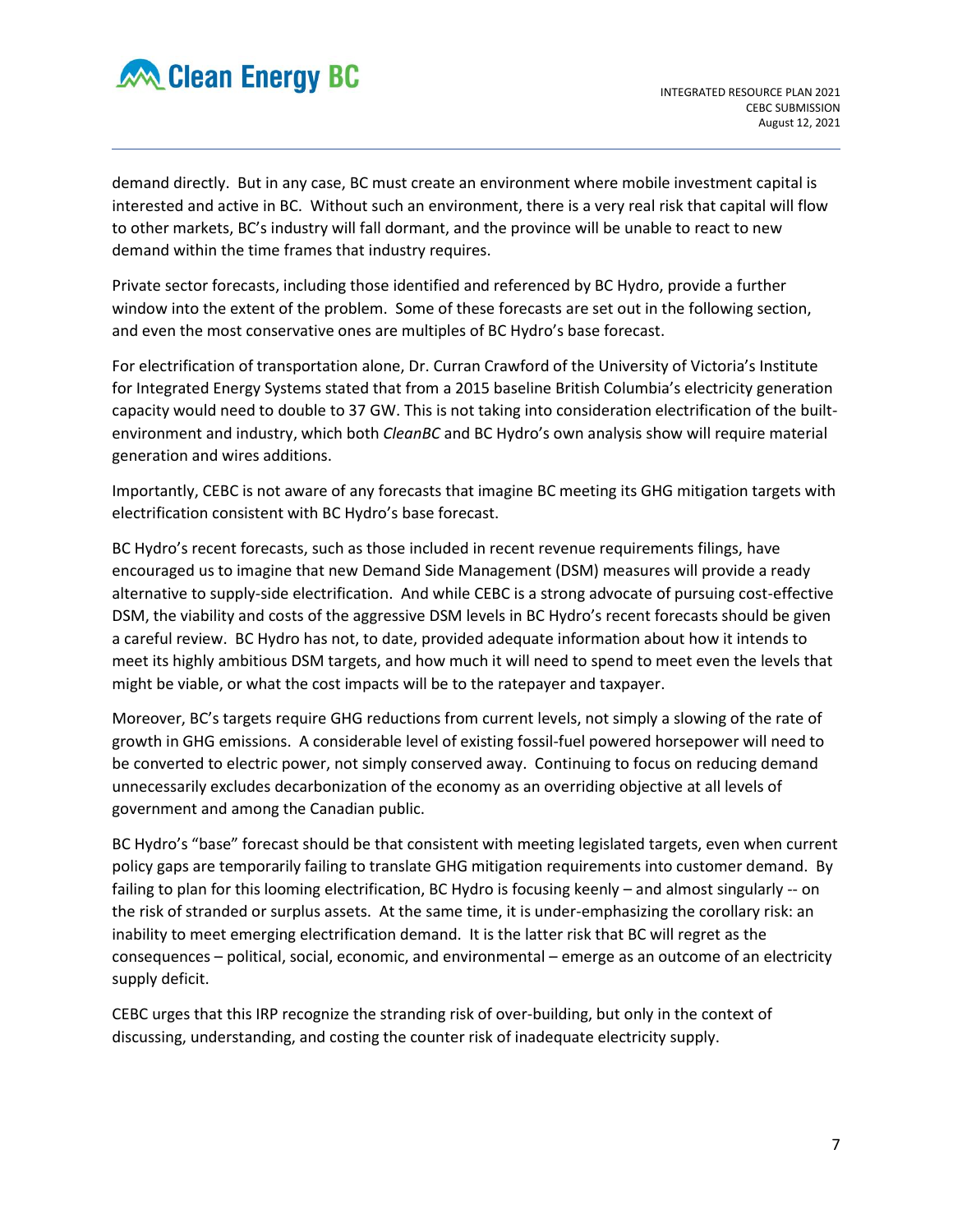demand directly. But in any case, BC must create an environment where mobile investment capital is interested and active in BC. Without such an environment, there is a very real risk that capital will flow to other markets, BC's industry will fall dormant, and the province will be unable to react to new demand within the time frames that industry requires.

Private sector forecasts, including those identified and referenced by BC Hydro, provide a further window into the extent of the problem. Some of these forecasts are set out in the following section, and even the most conservative ones are multiples of BC Hydro's base forecast.

For electrification of transportation alone, Dr. Curran Crawford of the University of Victoria's Institute for Integrated Energy Systems stated that from a 2015 baseline British Columbia's electricity generation capacity would need to double to 37 GW. This is not taking into consideration electrification of the built-environment and industry, which both *CleanBC* and BC Hydro's own analysis show will require material generation and wires additions.

Importantly, CEBC is not aware of any forecasts that imagine BC meeting its GHG mitigation targets with electrification consistent with BC Hydro's base forecast.

BC Hydro's recent forecasts, such as those included in recent revenue requirements filings, have encouraged us to imagine that new Demand Side Management (DSM) measures will provide a ready alternative to supply-side electrification. And while CEBC is a strong advocate of pursuing cost-effective DSM, the viability and costs of the aggressive DSM levels in BC Hydro's recent forecasts should be given a careful review. BC Hydro has not, to date, provided adequate information about how it intends to meet its highly ambitious DSM targets, and how much it will need to spend to meet even the levels that might be viable, or what the cost impacts will be to the ratepayer and taxpayer.

Moreover, BC's targets require GHG reductions from current levels, not simply a slowing of the rate of growth in GHG emissions. A considerable level of existing fossil-fuel powered horsepower will need to be converted to electric power, not simply conserved away. Continuing to focus on reducing demand unnecessarily excludes decarbonization of the economy as an overriding objective at all levels of government and among the Canadian public.

BC Hydro's "base" forecast should be that consistent with meeting legislated targets, even when current policy gaps are temporarily failing to translate GHG mitigation requirements into customer demand. By failing to plan for this looming electrification, BC Hydro is focusing keenly – and almost singularly -- on the risk of stranded or surplus assets. At the same time, it is under-emphasizing the corollary risk: an inability to meet emerging electrification demand. It is the latter risk that BC will regret as the consequences – political, social, economic, and environmental – emerge as an outcome of an electricity supply deficit.

CEBC urges that this IRP recognize the stranding risk of over-building, but only in the context of discussing, understanding, and costing the counter risk of inadequate electricity supply.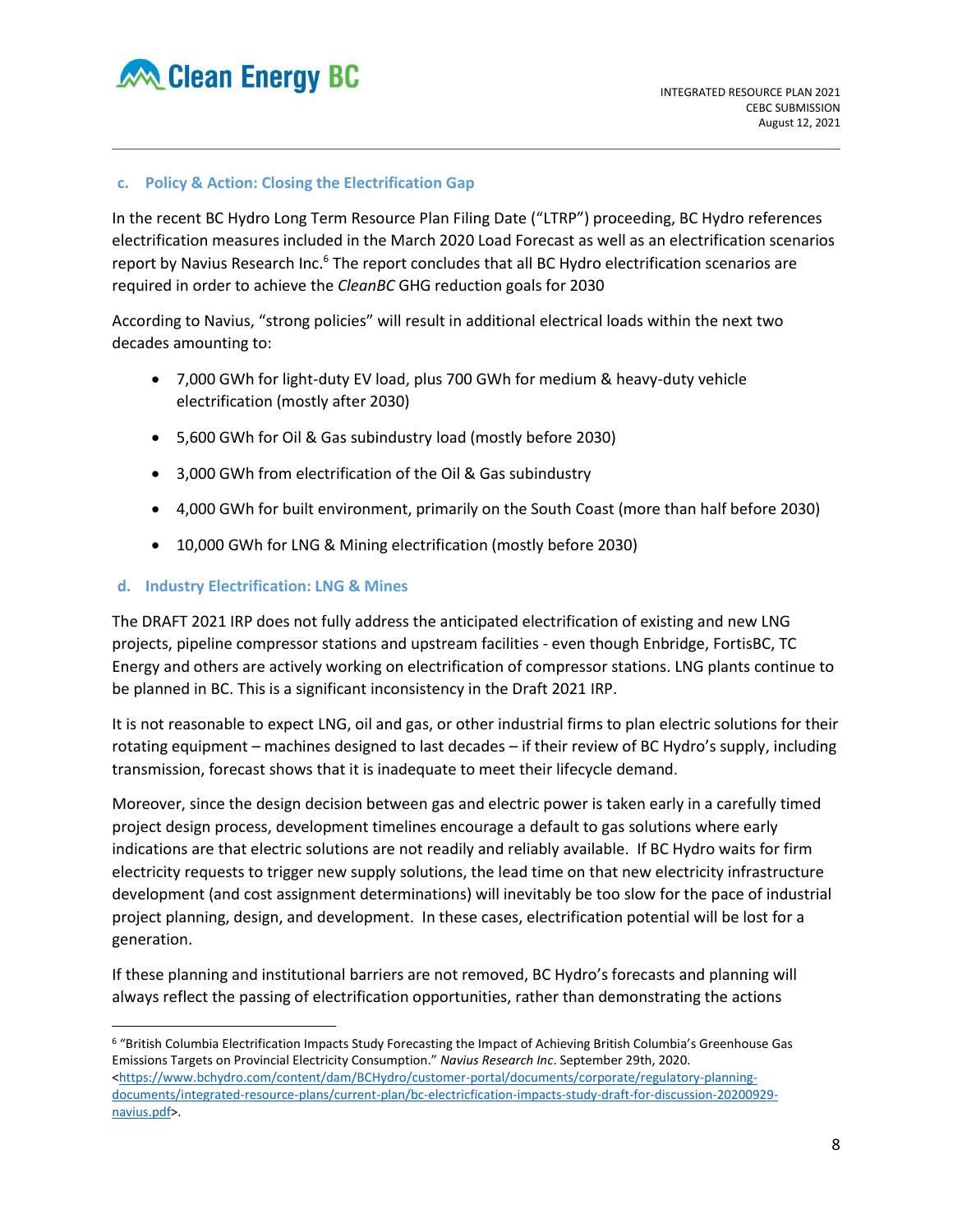### c. Policy & Action: Closing the Electrification Gap

In the recent BC Hydro Long Term Resource Plan Filing Date ("LTRP") proceeding, BC Hydro references electrification measures included in the March 2020 Load Forecast as well as an electrification scenarios report by Navius Research Inc.[6] The report concludes that all BC Hydro electrification scenarios are required in order to achieve the *CleanBC* GHG reduction goals for 2030

According to Navius, "strong policies" will result in additional electrical loads within the next two decades amounting to:

- 7,000 GWh for light-duty EV load, plus 700 GWh for medium & heavy-duty vehicle electrification (mostly after 2030)
- 5,600 GWh for Oil & Gas subindustry load (mostly before 2030)
- 3,000 GWh from electrification of the Oil & Gas subindustry
- 4,000 GWh for built environment, primarily on the South Coast (more than half before 2030)
- 10,000 GWh for LNG & Mining electrification (mostly before 2030)

### d. Industry Electrification: LNG & Mines

The DRAFT 2021 IRP does not fully address the anticipated electrification of existing and new LNG projects, pipeline compressor stations and upstream facilities - even though Enbridge, FortisBC, TC Energy and others are actively working on electrification of compressor stations. LNG plants continue to be planned in BC. This is a significant inconsistency in the Draft 2021 IRP.

It is not reasonable to expect LNG, oil and gas, or other industrial firms to plan electric solutions for their rotating equipment – machines designed to last decades – if their review of BC Hydro's supply, including transmission, forecast shows that it is inadequate to meet their lifecycle demand.

Moreover, since the design decision between gas and electric power is taken early in a carefully timed project design process, development timelines encourage a default to gas solutions where early indications are that electric solutions are not readily and reliably available. If BC Hydro waits for firm electricity requests to trigger new supply solutions, the lead time on that new electricity infrastructure development (and cost assignment determinations) will inevitably be too slow for the pace of industrial project planning, design, and development. In these cases, electrification potential will be lost for a generation.

If these planning and institutional barriers are not removed, BC Hydro's forecasts and planning will always reflect the passing of electrification opportunities, rather than demonstrating the actions

[6] "British Columbia Electrification Impacts Study Forecasting the Impact of Achieving British Columbia's Greenhouse Gas Emissions Targets on Provincial Electricity Consumption." *Navius Research Inc*. September 29th, 2020. <https://www.bchydro.com/content/dam/BCHydro/customer-portal/documents/corporate/regulatory-planning-documents/integrated-resource-plans/current-plan/bc-electricfication-impacts-study-draft-for-discussion-20200929-navius.pdf>.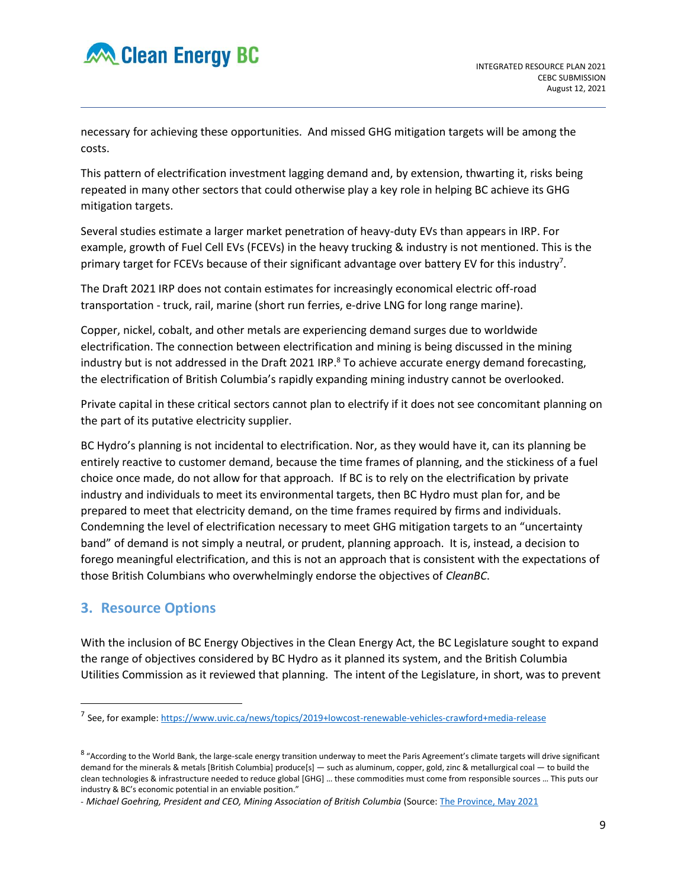necessary for achieving these opportunities. And missed GHG mitigation targets will be among the costs.

This pattern of electrification investment lagging demand and, by extension, thwarting it, risks being repeated in many other sectors that could otherwise play a key role in helping BC achieve its GHG mitigation targets.

Several studies estimate a larger market penetration of heavy-duty EVs than appears in IRP. For example, growth of Fuel Cell EVs (FCEVs) in the heavy trucking & industry is not mentioned. This is the primary target for FCEVs because of their significant advantage over battery EV for this industry[7].

The Draft 2021 IRP does not contain estimates for increasingly economical electric off-road transportation - truck, rail, marine (short run ferries, e-drive LNG for long range marine).

Copper, nickel, cobalt, and other metals are experiencing demand surges due to worldwide electrification. The connection between electrification and mining is being discussed in the mining industry but is not addressed in the Draft 2021 IRP.[8] To achieve accurate energy demand forecasting, the electrification of British Columbia's rapidly expanding mining industry cannot be overlooked.

Private capital in these critical sectors cannot plan to electrify if it does not see concomitant planning on the part of its putative electricity supplier.

BC Hydro's planning is not incidental to electrification. Nor, as they would have it, can its planning be entirely reactive to customer demand, because the time frames of planning, and the stickiness of a fuel choice once made, do not allow for that approach. If BC is to rely on the electrification by private industry and individuals to meet its environmental targets, then BC Hydro must plan for, and be prepared to meet that electricity demand, on the time frames required by firms and individuals. Condemning the level of electrification necessary to meet GHG mitigation targets to an "uncertainty band" of demand is not simply a neutral, or prudent, planning approach. It is, instead, a decision to forego meaningful electrification, and this is not an approach that is consistent with the expectations of those British Columbians who overwhelmingly endorse the objectives of *CleanBC*.

## 3. Resource Options

With the inclusion of BC Energy Objectives in the Clean Energy Act, the BC Legislature sought to expand the range of objectives considered by BC Hydro as it planned its system, and the British Columbia Utilities Commission as it reviewed that planning. The intent of the Legislature, in short, was to prevent

---

[7] See, for example: https://www.uvic.ca/news/topics/2019+lowcost-renewable-vehicles-crawford+media-release

[8] "According to the World Bank, the large-scale energy transition underway to meet the Paris Agreement's climate targets will drive significant demand for the minerals & metals [British Columbia] produce[s] — such as aluminum, copper, gold, zinc & metallurgical coal — to build the clean technologies & infrastructure needed to reduce global [GHG] … these commodities must come from responsible sources … This puts our industry & BC's economic potential in an enviable position."
- *Michael Goehring, President and CEO, Mining Association of British Columbia* (Source: The Province, May 2021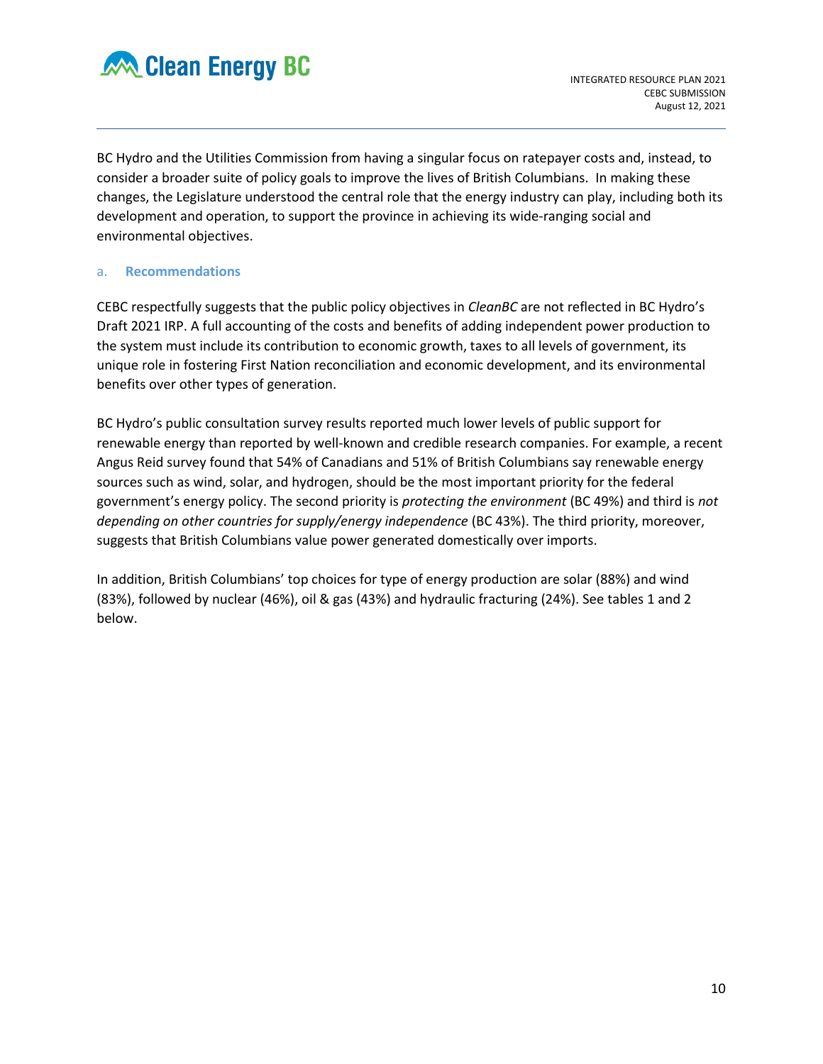BC Hydro and the Utilities Commission from having a singular focus on ratepayer costs and, instead, to consider a broader suite of policy goals to improve the lives of British Columbians. In making these changes, the Legislature understood the central role that the energy industry can play, including both its development and operation, to support the province in achieving its wide-ranging social and environmental objectives.

### a. Recommendations

CEBC respectfully suggests that the public policy objectives in *CleanBC* are not reflected in BC Hydro's Draft 2021 IRP. A full accounting of the costs and benefits of adding independent power production to the system must include its contribution to economic growth, taxes to all levels of government, its unique role in fostering First Nation reconciliation and economic development, and its environmental benefits over other types of generation.

BC Hydro's public consultation survey results reported much lower levels of public support for renewable energy than reported by well-known and credible research companies. For example, a recent Angus Reid survey found that 54% of Canadians and 51% of British Columbians say renewable energy sources such as wind, solar, and hydrogen, should be the most important priority for the federal government's energy policy. The second priority is *protecting the environment* (BC 49%) and third is *not depending on other countries for supply/energy independence* (BC 43%). The third priority, moreover, suggests that British Columbians value power generated domestically over imports.

In addition, British Columbians' top choices for type of energy production are solar (88%) and wind (83%), followed by nuclear (46%), oil & gas (43%) and hydraulic fracturing (24%). See tables 1 and 2 below.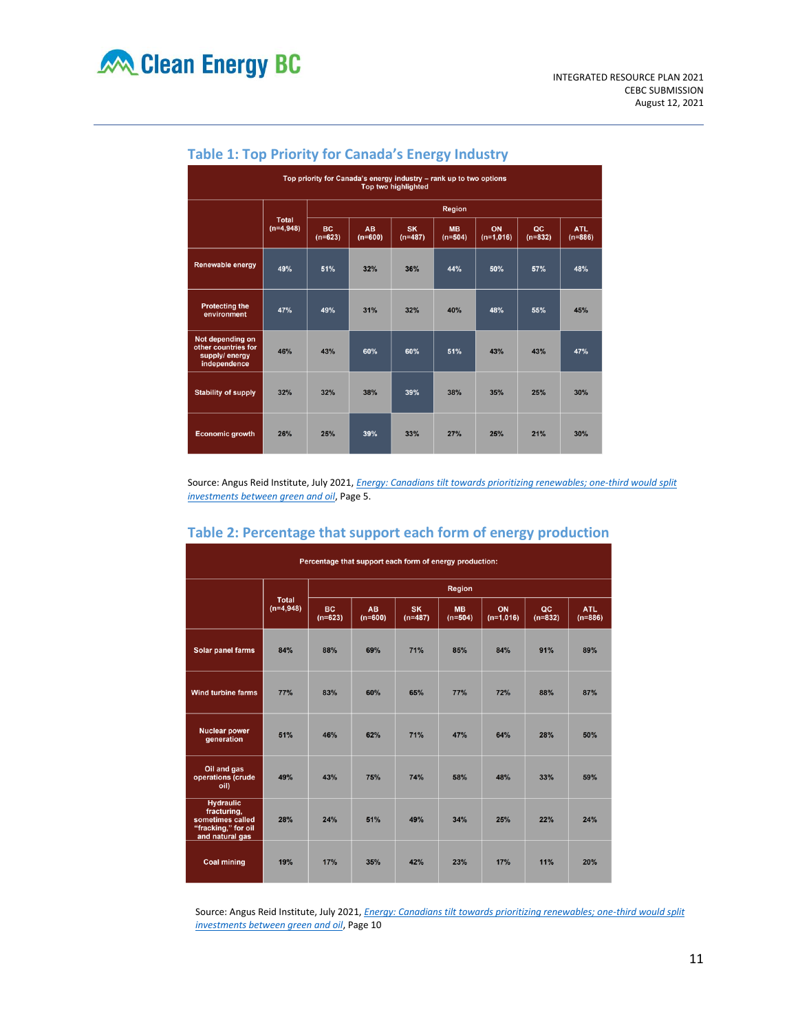## Table 1: Top Priority for Canada's Energy Industry

| Top priority for Canada's energy industry – rank up to two options<br>Top two highlighted | | | | | | | | |
|---|---|---|---|---|---|---|---|---|
| | Total (n=4,948) | Region | | | | | | |
| | | BC (n=623) | AB (n=600) | SK (n=487) | MB (n=504) | ON (n=1,016) | QC (n=832) | ATL (n=886) |
| Renewable energy | 49% | 51% | 32% | 36% | 44% | 50% | 57% | 48% |
| Protecting the environment | 47% | 49% | 31% | 32% | 40% | 48% | 55% | 45% |
| Not depending on other countries for supply/ energy independence | 46% | 43% | 60% | 60% | 51% | 43% | 43% | 47% |
| Stability of supply | 32% | 32% | 38% | 39% | 38% | 35% | 25% | 30% |
| Economic growth | 26% | 25% | 39% | 33% | 27% | 25% | 21% | 30% |

Source: Angus Reid Institute, July 2021, *Energy: Canadians tilt towards prioritizing renewables; one-third would split investments between green and oil*, Page 5.

## Table 2: Percentage that support each form of energy production

| Percentage that support each form of energy production: | | | | | | | | |
|---|---|---|---|---|---|---|---|---|
| | Total (n=4,948) | Region | | | | | | |
| | | BC (n=623) | AB (n=600) | SK (n=487) | MB (n=504) | ON (n=1,016) | QC (n=832) | ATL (n=886) |
| Solar panel farms | 84% | 88% | 69% | 71% | 85% | 84% | 91% | 89% |
| Wind turbine farms | 77% | 83% | 60% | 65% | 77% | 72% | 88% | 87% |
| Nuclear power generation | 51% | 46% | 62% | 71% | 47% | 64% | 28% | 50% |
| Oil and gas operations (crude oil) | 49% | 43% | 75% | 74% | 58% | 48% | 33% | 59% |
| Hydraulic fracturing, sometimes called "fracking," for oil and natural gas | 28% | 24% | 51% | 49% | 34% | 25% | 22% | 24% |
| Coal mining | 19% | 17% | 35% | 42% | 23% | 17% | 11% | 20% |

Source: Angus Reid Institute, July 2021, *Energy: Canadians tilt towards prioritizing renewables; one-third would split investments between green and oil*, Page 10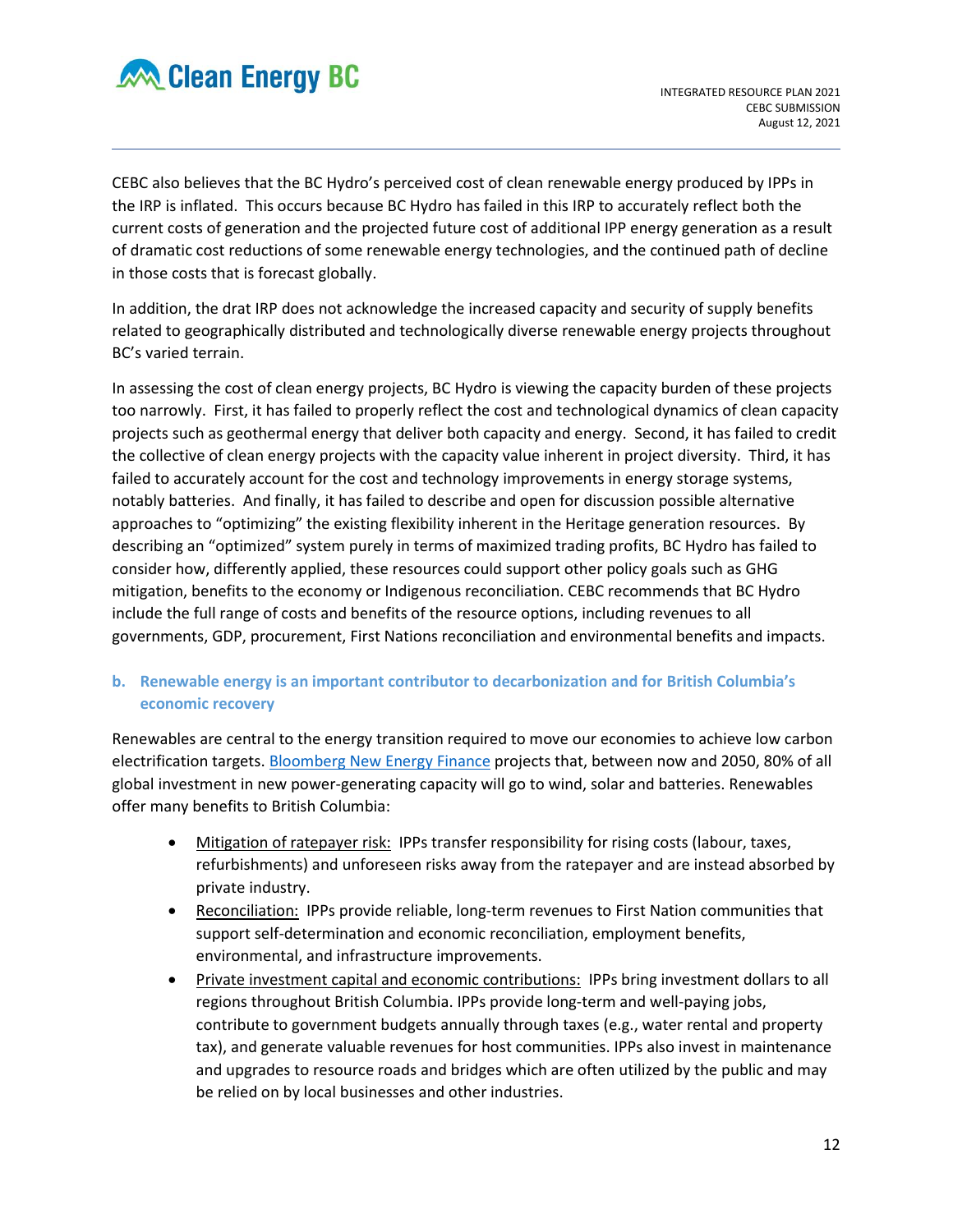CEBC also believes that the BC Hydro's perceived cost of clean renewable energy produced by IPPs in the IRP is inflated. This occurs because BC Hydro has failed in this IRP to accurately reflect both the current costs of generation and the projected future cost of additional IPP energy generation as a result of dramatic cost reductions of some renewable energy technologies, and the continued path of decline in those costs that is forecast globally.

In addition, the drat IRP does not acknowledge the increased capacity and security of supply benefits related to geographically distributed and technologically diverse renewable energy projects throughout BC's varied terrain.

In assessing the cost of clean energy projects, BC Hydro is viewing the capacity burden of these projects too narrowly. First, it has failed to properly reflect the cost and technological dynamics of clean capacity projects such as geothermal energy that deliver both capacity and energy. Second, it has failed to credit the collective of clean energy projects with the capacity value inherent in project diversity. Third, it has failed to accurately account for the cost and technology improvements in energy storage systems, notably batteries. And finally, it has failed to describe and open for discussion possible alternative approaches to "optimizing" the existing flexibility inherent in the Heritage generation resources. By describing an "optimized" system purely in terms of maximized trading profits, BC Hydro has failed to consider how, differently applied, these resources could support other policy goals such as GHG mitigation, benefits to the economy or Indigenous reconciliation. CEBC recommends that BC Hydro include the full range of costs and benefits of the resource options, including revenues to all governments, GDP, procurement, First Nations reconciliation and environmental benefits and impacts.

### b. Renewable energy is an important contributor to decarbonization and for British Columbia's economic recovery

Renewables are central to the energy transition required to move our economies to achieve low carbon electrification targets. Bloomberg New Energy Finance projects that, between now and 2050, 80% of all global investment in new power-generating capacity will go to wind, solar and batteries. Renewables offer many benefits to British Columbia:

- Mitigation of ratepayer risk: IPPs transfer responsibility for rising costs (labour, taxes, refurbishments) and unforeseen risks away from the ratepayer and are instead absorbed by private industry.
- Reconciliation: IPPs provide reliable, long-term revenues to First Nation communities that support self-determination and economic reconciliation, employment benefits, environmental, and infrastructure improvements.
- Private investment capital and economic contributions: IPPs bring investment dollars to all regions throughout British Columbia. IPPs provide long-term and well-paying jobs, contribute to government budgets annually through taxes (e.g., water rental and property tax), and generate valuable revenues for host communities. IPPs also invest in maintenance and upgrades to resource roads and bridges which are often utilized by the public and may be relied on by local businesses and other industries.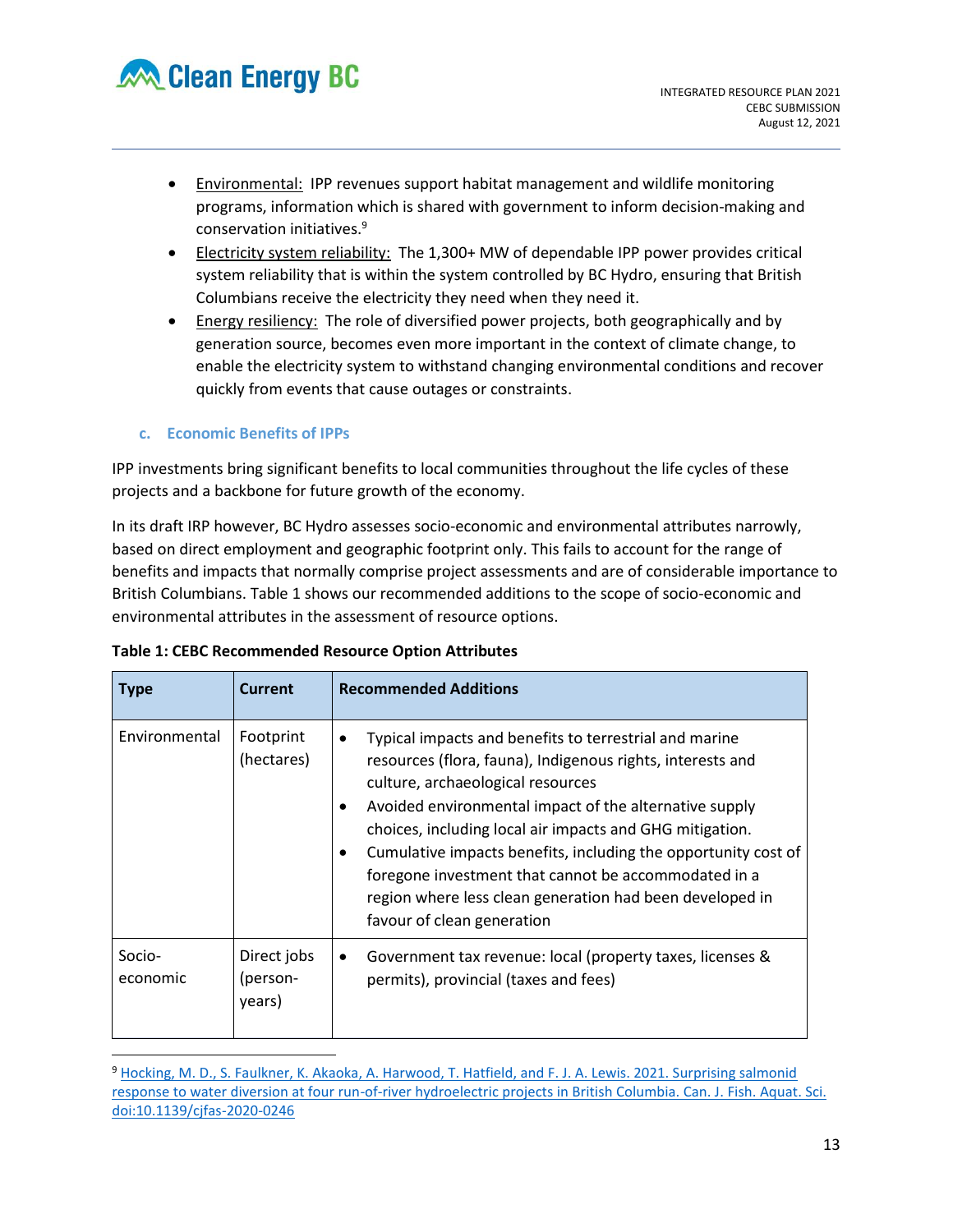- Environmental: IPP revenues support habitat management and wildlife monitoring programs, information which is shared with government to inform decision-making and conservation initiatives.[9]
- Electricity system reliability: The 1,300+ MW of dependable IPP power provides critical system reliability that is within the system controlled by BC Hydro, ensuring that British Columbians receive the electricity they need when they need it.
- Energy resiliency: The role of diversified power projects, both geographically and by generation source, becomes even more important in the context of climate change, to enable the electricity system to withstand changing environmental conditions and recover quickly from events that cause outages or constraints.

### c. Economic Benefits of IPPs

IPP investments bring significant benefits to local communities throughout the life cycles of these projects and a backbone for future growth of the economy.

In its draft IRP however, BC Hydro assesses socio-economic and environmental attributes narrowly, based on direct employment and geographic footprint only. This fails to account for the range of benefits and impacts that normally comprise project assessments and are of considerable importance to British Columbians. Table 1 shows our recommended additions to the scope of socio-economic and environmental attributes in the assessment of resource options.

**Table 1: CEBC Recommended Resource Option Attributes**

| Type | Current | Recommended Additions |
|---|---|---|
| Environmental | Footprint (hectares) | • Typical impacts and benefits to terrestrial and marine resources (flora, fauna), Indigenous rights, interests and culture, archaeological resources<br>• Avoided environmental impact of the alternative supply choices, including local air impacts and GHG mitigation.<br>• Cumulative impacts benefits, including the opportunity cost of foregone investment that cannot be accommodated in a region where less clean generation had been developed in favour of clean generation |
| Socio-economic | Direct jobs (person-years) | • Government tax revenue: local (property taxes, licenses & permits), provincial (taxes and fees) |

[9] Hocking, M. D., S. Faulkner, K. Akaoka, A. Harwood, T. Hatfield, and F. J. A. Lewis. 2021. Surprising salmonid response to water diversion at four run-of-river hydroelectric projects in British Columbia. Can. J. Fish. Aquat. Sci. doi:10.1139/cjfas-2020-0246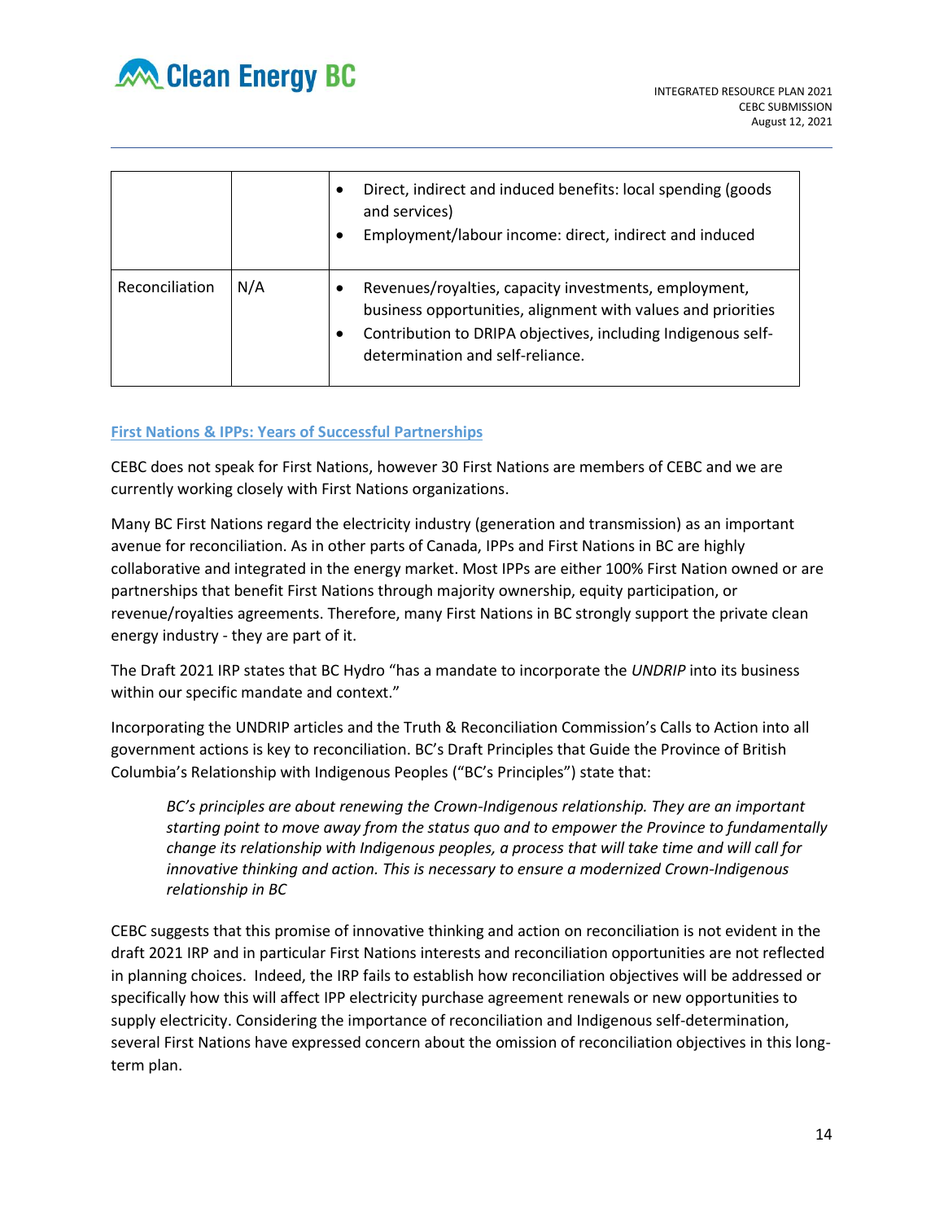| | | |
|---|---|---|
| | | • Direct, indirect and induced benefits: local spending (goods and services)<br>• Employment/labour income: direct, indirect and induced |
| Reconciliation | N/A | • Revenues/royalties, capacity investments, employment, business opportunities, alignment with values and priorities<br>• Contribution to DRIPA objectives, including Indigenous self-determination and self-reliance. |

### First Nations & IPPs: Years of Successful Partnerships

CEBC does not speak for First Nations, however 30 First Nations are members of CEBC and we are currently working closely with First Nations organizations.

Many BC First Nations regard the electricity industry (generation and transmission) as an important avenue for reconciliation. As in other parts of Canada, IPPs and First Nations in BC are highly collaborative and integrated in the energy market. Most IPPs are either 100% First Nation owned or are partnerships that benefit First Nations through majority ownership, equity participation, or revenue/royalties agreements. Therefore, many First Nations in BC strongly support the private clean energy industry - they are part of it.

The Draft 2021 IRP states that BC Hydro "has a mandate to incorporate the *UNDRIP* into its business within our specific mandate and context."

Incorporating the UNDRIP articles and the Truth & Reconciliation Commission's Calls to Action into all government actions is key to reconciliation. BC's Draft Principles that Guide the Province of British Columbia's Relationship with Indigenous Peoples ("BC's Principles") state that:

> *BC's principles are about renewing the Crown-Indigenous relationship. They are an important starting point to move away from the status quo and to empower the Province to fundamentally change its relationship with Indigenous peoples, a process that will take time and will call for innovative thinking and action. This is necessary to ensure a modernized Crown-Indigenous relationship in BC*

CEBC suggests that this promise of innovative thinking and action on reconciliation is not evident in the draft 2021 IRP and in particular First Nations interests and reconciliation opportunities are not reflected in planning choices. Indeed, the IRP fails to establish how reconciliation objectives will be addressed or specifically how this will affect IPP electricity purchase agreement renewals or new opportunities to supply electricity. Considering the importance of reconciliation and Indigenous self-determination, several First Nations have expressed concern about the omission of reconciliation objectives in this long-term plan.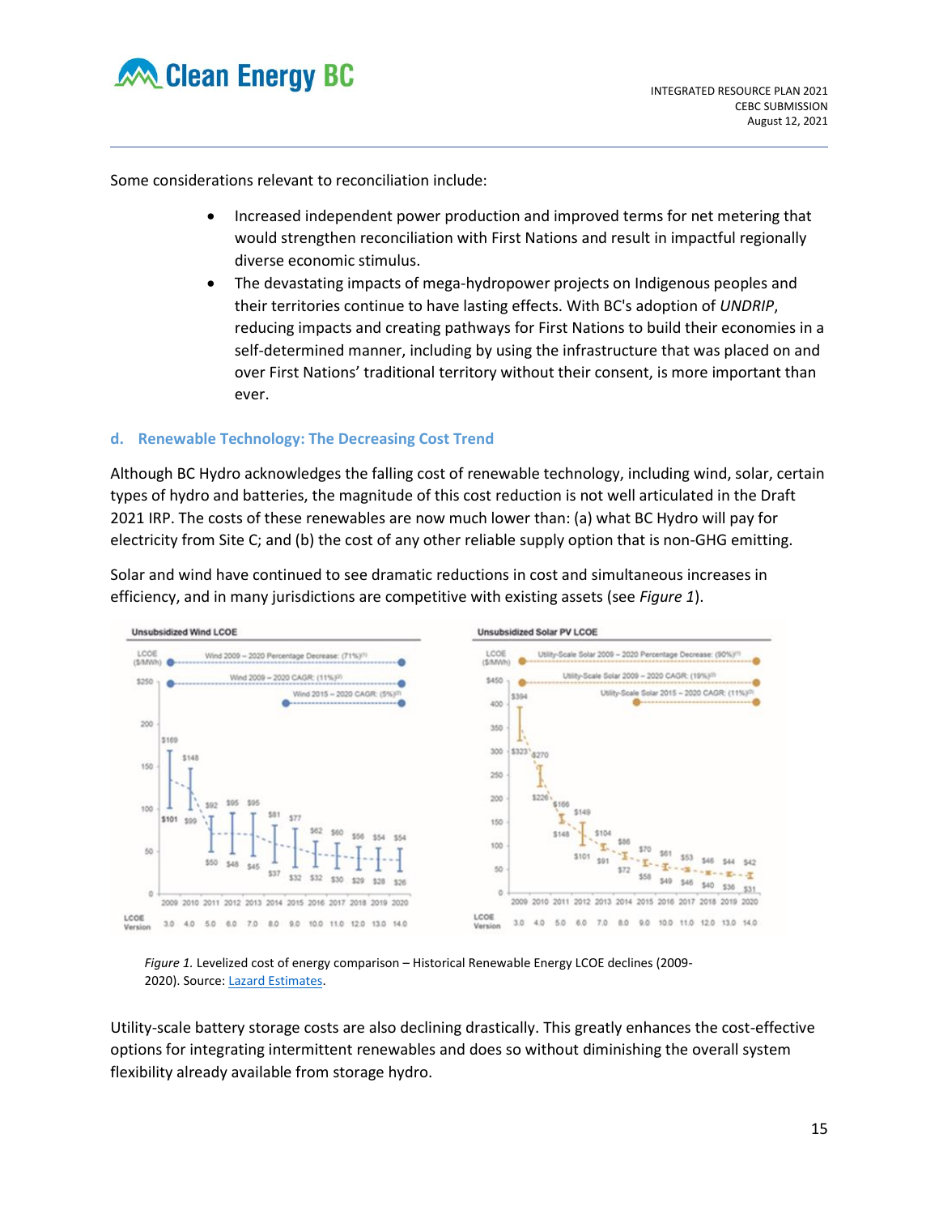Some considerations relevant to reconciliation include:

- Increased independent power production and improved terms for net metering that would strengthen reconciliation with First Nations and result in impactful regionally diverse economic stimulus.
- The devastating impacts of mega-hydropower projects on Indigenous peoples and their territories continue to have lasting effects. With BC's adoption of *UNDRIP*, reducing impacts and creating pathways for First Nations to build their economies in a self-determined manner, including by using the infrastructure that was placed on and over First Nations' traditional territory without their consent, is more important than ever.

### d. Renewable Technology: The Decreasing Cost Trend

Although BC Hydro acknowledges the falling cost of renewable technology, including wind, solar, certain types of hydro and batteries, the magnitude of this cost reduction is not well articulated in the Draft 2021 IRP. The costs of these renewables are now much lower than: (a) what BC Hydro will pay for electricity from Site C; and (b) the cost of any other reliable supply option that is non-GHG emitting.

Solar and wind have continued to see dramatic reductions in cost and simultaneous increases in efficiency, and in many jurisdictions are competitive with existing assets (see *Figure 1*).

*Figure 1.* Levelized cost of energy comparison – Historical Renewable Energy LCOE declines (2009-2020). Source: Lazard Estimates.

Utility-scale battery storage costs are also declining drastically. This greatly enhances the cost-effective options for integrating intermittent renewables and does so without diminishing the overall system flexibility already available from storage hydro.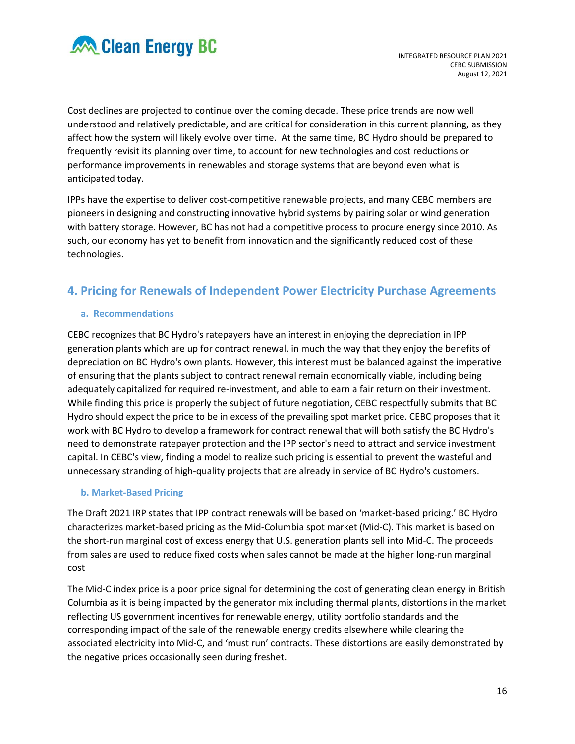Cost declines are projected to continue over the coming decade. These price trends are now well understood and relatively predictable, and are critical for consideration in this current planning, as they affect how the system will likely evolve over time. At the same time, BC Hydro should be prepared to frequently revisit its planning over time, to account for new technologies and cost reductions or performance improvements in renewables and storage systems that are beyond even what is anticipated today.

IPPs have the expertise to deliver cost-competitive renewable projects, and many CEBC members are pioneers in designing and constructing innovative hybrid systems by pairing solar or wind generation with battery storage. However, BC has not had a competitive process to procure energy since 2010. As such, our economy has yet to benefit from innovation and the significantly reduced cost of these technologies.

## 4. Pricing for Renewals of Independent Power Electricity Purchase Agreements

### a. Recommendations

CEBC recognizes that BC Hydro's ratepayers have an interest in enjoying the depreciation in IPP generation plants which are up for contract renewal, in much the way that they enjoy the benefits of depreciation on BC Hydro's own plants. However, this interest must be balanced against the imperative of ensuring that the plants subject to contract renewal remain economically viable, including being adequately capitalized for required re-investment, and able to earn a fair return on their investment. While finding this price is properly the subject of future negotiation, CEBC respectfully submits that BC Hydro should expect the price to be in excess of the prevailing spot market price. CEBC proposes that it work with BC Hydro to develop a framework for contract renewal that will both satisfy the BC Hydro's need to demonstrate ratepayer protection and the IPP sector's need to attract and service investment capital. In CEBC's view, finding a model to realize such pricing is essential to prevent the wasteful and unnecessary stranding of high-quality projects that are already in service of BC Hydro's customers.

### b. Market-Based Pricing

The Draft 2021 IRP states that IPP contract renewals will be based on 'market-based pricing.' BC Hydro characterizes market-based pricing as the Mid-Columbia spot market (Mid-C). This market is based on the short-run marginal cost of excess energy that U.S. generation plants sell into Mid-C. The proceeds from sales are used to reduce fixed costs when sales cannot be made at the higher long-run marginal cost

The Mid-C index price is a poor price signal for determining the cost of generating clean energy in British Columbia as it is being impacted by the generator mix including thermal plants, distortions in the market reflecting US government incentives for renewable energy, utility portfolio standards and the corresponding impact of the sale of the renewable energy credits elsewhere while clearing the associated electricity into Mid-C, and 'must run' contracts. These distortions are easily demonstrated by the negative prices occasionally seen during freshet.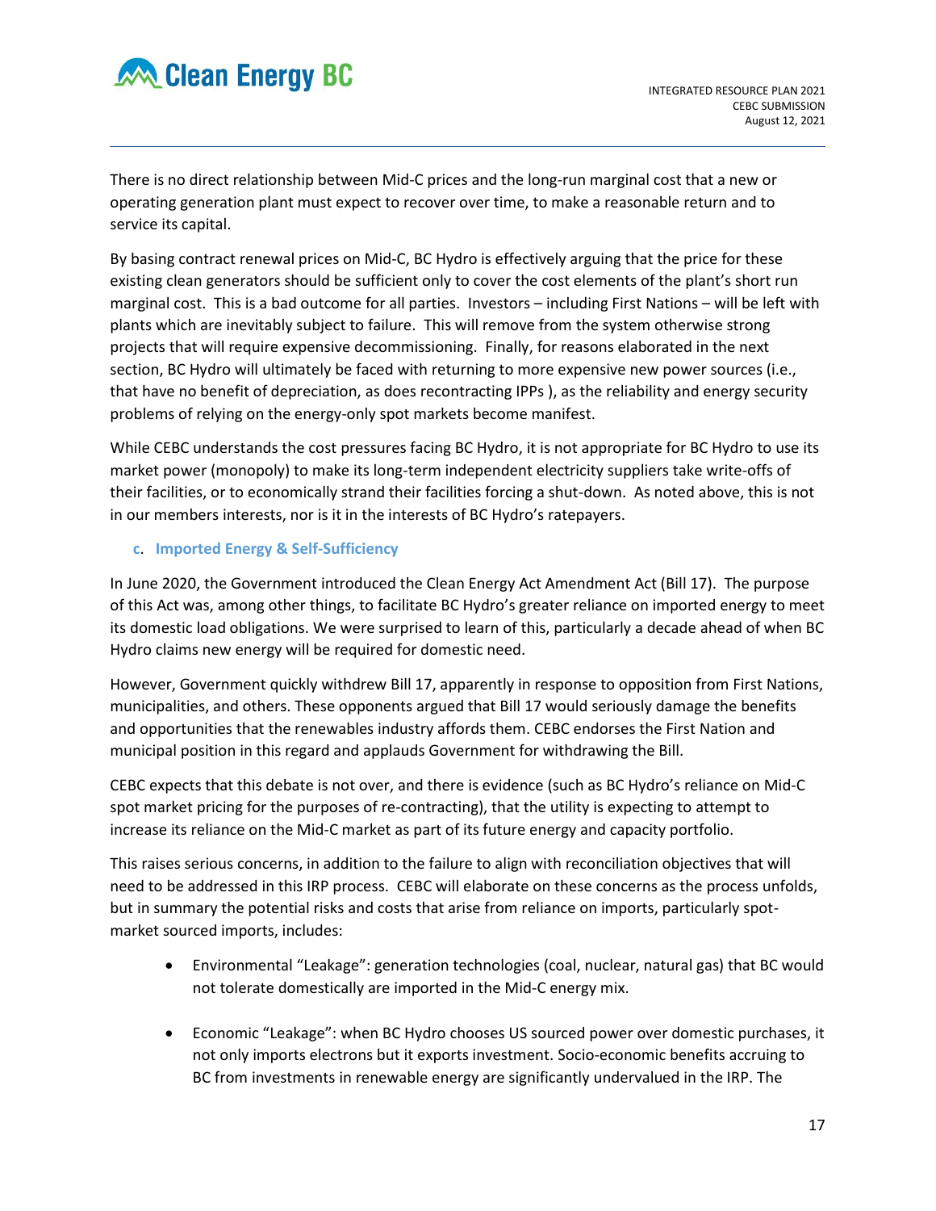There is no direct relationship between Mid-C prices and the long-run marginal cost that a new or operating generation plant must expect to recover over time, to make a reasonable return and to service its capital.

By basing contract renewal prices on Mid-C, BC Hydro is effectively arguing that the price for these existing clean generators should be sufficient only to cover the cost elements of the plant's short run marginal cost. This is a bad outcome for all parties. Investors – including First Nations – will be left with plants which are inevitably subject to failure. This will remove from the system otherwise strong projects that will require expensive decommissioning. Finally, for reasons elaborated in the next section, BC Hydro will ultimately be faced with returning to more expensive new power sources (i.e., that have no benefit of depreciation, as does recontracting IPPs ), as the reliability and energy security problems of relying on the energy-only spot markets become manifest.

While CEBC understands the cost pressures facing BC Hydro, it is not appropriate for BC Hydro to use its market power (monopoly) to make its long-term independent electricity suppliers take write-offs of their facilities, or to economically strand their facilities forcing a shut-down. As noted above, this is not in our members interests, nor is it in the interests of BC Hydro's ratepayers.

### c. Imported Energy & Self-Sufficiency

In June 2020, the Government introduced the Clean Energy Act Amendment Act (Bill 17). The purpose of this Act was, among other things, to facilitate BC Hydro's greater reliance on imported energy to meet its domestic load obligations. We were surprised to learn of this, particularly a decade ahead of when BC Hydro claims new energy will be required for domestic need.

However, Government quickly withdrew Bill 17, apparently in response to opposition from First Nations, municipalities, and others. These opponents argued that Bill 17 would seriously damage the benefits and opportunities that the renewables industry affords them. CEBC endorses the First Nation and municipal position in this regard and applauds Government for withdrawing the Bill.

CEBC expects that this debate is not over, and there is evidence (such as BC Hydro's reliance on Mid-C spot market pricing for the purposes of re-contracting), that the utility is expecting to attempt to increase its reliance on the Mid-C market as part of its future energy and capacity portfolio.

This raises serious concerns, in addition to the failure to align with reconciliation objectives that will need to be addressed in this IRP process. CEBC will elaborate on these concerns as the process unfolds, but in summary the potential risks and costs that arise from reliance on imports, particularly spot-market sourced imports, includes:

- Environmental "Leakage": generation technologies (coal, nuclear, natural gas) that BC would not tolerate domestically are imported in the Mid-C energy mix.
- Economic "Leakage": when BC Hydro chooses US sourced power over domestic purchases, it not only imports electrons but it exports investment. Socio-economic benefits accruing to BC from investments in renewable energy are significantly undervalued in the IRP. The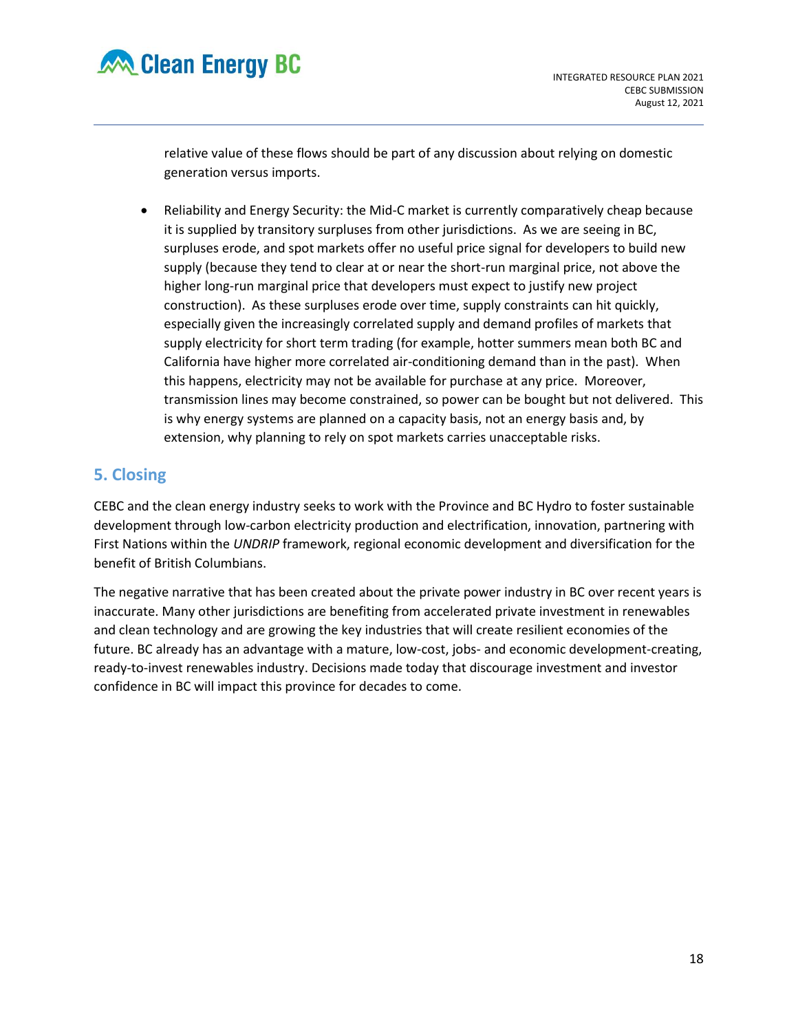relative value of these flows should be part of any discussion about relying on domestic generation versus imports.

- Reliability and Energy Security: the Mid-C market is currently comparatively cheap because it is supplied by transitory surpluses from other jurisdictions. As we are seeing in BC, surpluses erode, and spot markets offer no useful price signal for developers to build new supply (because they tend to clear at or near the short-run marginal price, not above the higher long-run marginal price that developers must expect to justify new project construction). As these surpluses erode over time, supply constraints can hit quickly, especially given the increasingly correlated supply and demand profiles of markets that supply electricity for short term trading (for example, hotter summers mean both BC and California have higher more correlated air-conditioning demand than in the past). When this happens, electricity may not be available for purchase at any price. Moreover, transmission lines may become constrained, so power can be bought but not delivered. This is why energy systems are planned on a capacity basis, not an energy basis and, by extension, why planning to rely on spot markets carries unacceptable risks.

## 5. Closing

CEBC and the clean energy industry seeks to work with the Province and BC Hydro to foster sustainable development through low-carbon electricity production and electrification, innovation, partnering with First Nations within the *UNDRIP* framework, regional economic development and diversification for the benefit of British Columbians.

The negative narrative that has been created about the private power industry in BC over recent years is inaccurate. Many other jurisdictions are benefiting from accelerated private investment in renewables and clean technology and are growing the key industries that will create resilient economies of the future. BC already has an advantage with a mature, low-cost, jobs- and economic development-creating, ready-to-invest renewables industry. Decisions made today that discourage investment and investor confidence in BC will impact this province for decades to come.